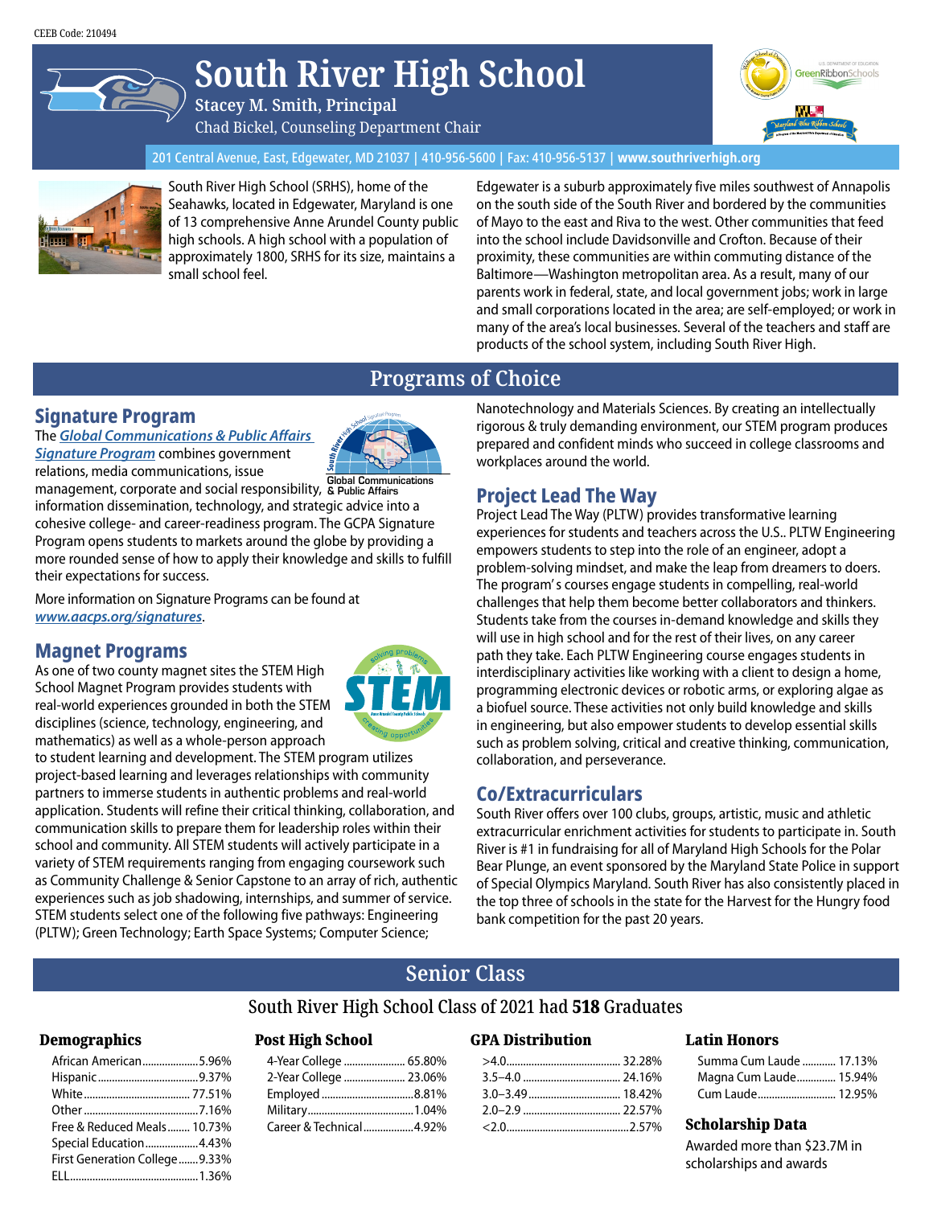CEEB Code: 210494

# South River High School

**Stacey M. Smith, Principal**

Chad Bickel, Counseling Department Chair

201 Central Avenue, East, Edgewater, MD 21037 | 410-956-5600 | Fax: 410-956-5137 | **www.southriverhigh.org**

South River High School (SRHS), home of the Seahawks, located in Edgewater, Maryland is one of 13 comprehensive Anne Arundel County public high schools. A high school with a population of approximately 1800, SRHS for its size, maintains a small school feel.

Edgewater is a suburb approximately five miles southwest of Annapolis on the south side of the South River and bordered by the communities of Mayo to the east and Riva to the west. Other communities that feed into the school include Davidsonville and Crofton. Because of their proximity, these communities are within commuting distance of the Baltimore—Washington metropolitan area. As a result, many of our parents work in federal, state, and local government jobs; work in large and small corporations located in the area; are self-employed; or work in many of the area's local businesses. Several of the teachers and staff are products of the school system, including South River High.

## Programs of Choice

### Signature Program

The ***Global Communications & Public Affairs Signature Program*** combines government relations, media communications, issue management, corporate and social responsibility, information dissemination, technology, and strategic advice into a cohesive college- and career-readiness program. The GCPA Signature Program opens students to markets around the globe by providing a more rounded sense of how to apply their knowledge and skills to fulfill their expectations for success.

More information on Signature Programs can be found at ***www.aacps.org/signatures***.

### Magnet Programs

As one of two county magnet sites the STEM High School Magnet Program provides students with real-world experiences grounded in both the STEM disciplines (science, technology, engineering, and mathematics) as well as a whole-person approach to student learning and development. The STEM program utilizes project-based learning and leverages relationships with community partners to immerse students in authentic problems and real-world application. Students will refine their critical thinking, collaboration, and communication skills to prepare them for leadership roles within their school and community. All STEM students will actively participate in a variety of STEM requirements ranging from engaging coursework such as Community Challenge & Senior Capstone to an array of rich, authentic experiences such as job shadowing, internships, and summer of service. STEM students select one of the following five pathways: Engineering (PLTW); Green Technology; Earth Space Systems; Computer Science; Nanotechnology and Materials Sciences. By creating an intellectually rigorous & truly demanding environment, our STEM program produces prepared and confident minds who succeed in college classrooms and workplaces around the world.

### Project Lead The Way

Project Lead The Way (PLTW) provides transformative learning experiences for students and teachers across the U.S.. PLTW Engineering empowers students to step into the role of an engineer, adopt a problem-solving mindset, and make the leap from dreamers to doers. The program's courses engage students in compelling, real-world challenges that help them become better collaborators and thinkers. Students take from the courses in-demand knowledge and skills they will use in high school and for the rest of their lives, on any career path they take. Each PLTW Engineering course engages students in interdisciplinary activities like working with a client to design a home, programming electronic devices or robotic arms, or exploring algae as a biofuel source. These activities not only build knowledge and skills in engineering, but also empower students to develop essential skills such as problem solving, critical and creative thinking, communication, collaboration, and perseverance.

### Co/Extracurriculars

South River offers over 100 clubs, groups, artistic, music and athletic extracurricular enrichment activities for students to participate in. South River is #1 in fundraising for all of Maryland High Schools for the Polar Bear Plunge, an event sponsored by the Maryland State Police in support of Special Olympics Maryland. South River has also consistently placed in the top three of schools in the state for the Harvest for the Hungry food bank competition for the past 20 years.

## Senior Class

South River High School Class of 2021 had **518** Graduates

### Demographics

| | |
|---|---|
| African American | 5.96% |
| Hispanic | 9.37% |
| White | 77.51% |
| Other | 7.16% |
| Free & Reduced Meals | 10.73% |
| Special Education | 4.43% |
| First Generation College | 9.33% |
| ELL | 1.36% |

### Post High School

| | |
|---|---|
| 4-Year College | 65.80% |
| 2-Year College | 23.06% |
| Employed | 8.81% |
| Military | 1.04% |
| Career & Technical | 4.92% |

### GPA Distribution

| | |
|---|---|
| >4.0 | 32.28% |
| 3.5–4.0 | 24.16% |
| 3.0–3.49 | 18.42% |
| 2.0–2.9 | 22.57% |
| <2.0 | 2.57% |

### Latin Honors

| | |
|---|---|
| Summa Cum Laude | 17.13% |
| Magna Cum Laude | 15.94% |
| Cum Laude | 12.95% |

### Scholarship Data

Awarded more than $23.7M in scholarships and awards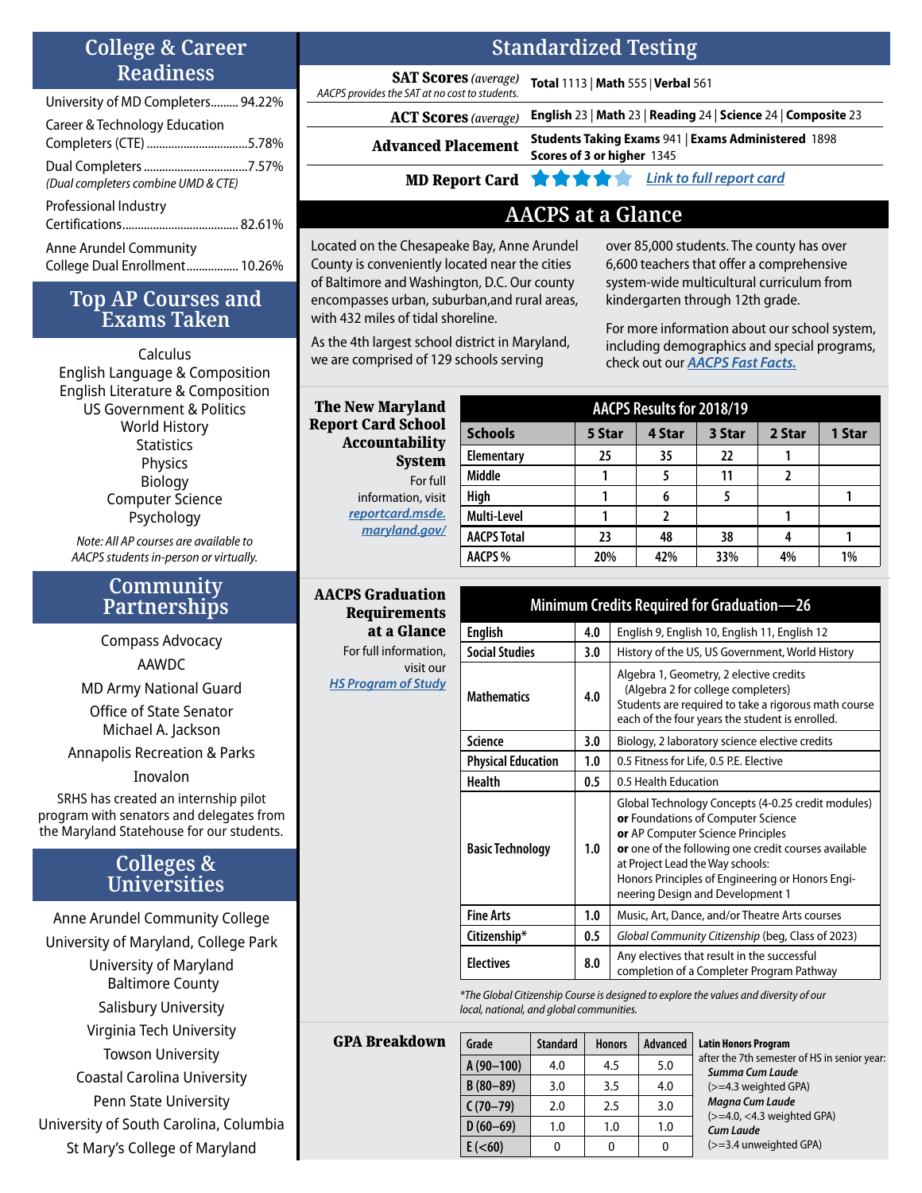## College & Career Readiness

University of MD Completers......... 94.22%

Career & Technology Education Completers (CTE) .................................5.78%

Dual Completers .................................7.57%
*(Dual completers combine UMD & CTE)*

Professional Industry Certifications...................................... 82.61%

Anne Arundel Community College Dual Enrollment................. 10.26%

## Top AP Courses and Exams Taken

Calculus
English Language & Composition
English Literature & Composition
US Government & Politics
World History
Statistics
Physics
Biology
Computer Science
Psychology

*Note: All AP courses are available to AACPS students in-person or virtually.*

## Community Partnerships

Compass Advocacy

AAWDC

MD Army National Guard

Office of State Senator Michael A. Jackson

Annapolis Recreation & Parks

Inovalon

SRHS has created an internship pilot program with senators and delegates from the Maryland Statehouse for our students.

## Colleges & Universities

Anne Arundel Community College
University of Maryland, College Park
University of Maryland Baltimore County
Salisbury University
Virginia Tech University
Towson University
Coastal Carolina University
Penn State University
University of South Carolina, Columbia
St Mary's College of Maryland

## Standardized Testing

**SAT Scores** *(average)*
*AACPS provides the SAT at no cost to students.*
**Total** 1113 | **Math** 555 | **Verbal** 561

**ACT Scores** *(average)*
**English** 23 | **Math** 23 | **Reading** 24 | **Science** 24 | **Composite** 23

**Advanced Placement**
**Students Taking Exams** 941 | **Exams Administered** 1898
**Scores of 3 or higher** 1345

**MD Report Card** ★★★★☆ [Link to full report card]

## AACPS at a Glance

Located on the Chesapeake Bay, Anne Arundel County is conveniently located near the cities of Baltimore and Washington, D.C. Our county encompasses urban, suburban,and rural areas, with 432 miles of tidal shoreline.

As the 4th largest school district in Maryland, we are comprised of 129 schools serving over 85,000 students. The county has over 6,600 teachers that offer a comprehensive system-wide multicultural curriculum from kindergarten through 12th grade.

For more information about our school system, including demographics and special programs, check out our [AACPS Fast Facts.]

### The New Maryland Report Card School Accountability System

For full information, visit [reportcard.msde.maryland.gov/]

**AACPS Results for 2018/19**

| Schools | 5 Star | 4 Star | 3 Star | 2 Star | 1 Star |
|---|---|---|---|---|---|
| Elementary | 25 | 35 | 22 | 1 | |
| Middle | 1 | 5 | 11 | 2 | |
| High | 1 | 6 | 5 | | 1 |
| Multi-Level | 1 | 2 | | 1 | |
| AACPS Total | 23 | 48 | 38 | 4 | 1 |
| AACPS % | 20% | 42% | 33% | 4% | 1% |

### AACPS Graduation Requirements at a Glance

For full information, visit our [HS Program of Study]

**Minimum Credits Required for Graduation—26**

| Subject | Credits | Details |
|---|---|---|
| English | 4.0 | English 9, English 10, English 11, English 12 |
| Social Studies | 3.0 | History of the US, US Government, World History |
| Mathematics | 4.0 | Algebra 1, Geometry, 2 elective credits (Algebra 2 for college completers) Students are required to take a rigorous math course each of the four years the student is enrolled. |
| Science | 3.0 | Biology, 2 laboratory science elective credits |
| Physical Education | 1.0 | 0.5 Fitness for Life, 0.5 P.E. Elective |
| Health | 0.5 | 0.5 Health Education |
| Basic Technology | 1.0 | Global Technology Concepts (4-0.25 credit modules) **or** Foundations of Computer Science **or** AP Computer Science Principles **or** one of the following one credit courses available at Project Lead the Way schools: Honors Principles of Engineering or Honors Engineering Design and Development 1 |
| Fine Arts | 1.0 | Music, Art, Dance, and/or Theatre Arts courses |
| Citizenship* | 0.5 | *Global Community Citizenship* (beg, Class of 2023) |
| Electives | 8.0 | Any electives that result in the successful completion of a Completer Program Pathway |

*\*The Global Citizenship Course is designed to explore the values and diversity of our local, national, and global communities.*

### GPA Breakdown

| Grade | Standard | Honors | Advanced |
|---|---|---|---|
| A (90–100) | 4.0 | 4.5 | 5.0 |
| B (80–89) | 3.0 | 3.5 | 4.0 |
| C (70–79) | 2.0 | 2.5 | 3.0 |
| D (60–69) | 1.0 | 1.0 | 1.0 |
| E (<60) | 0 | 0 | 0 |

**Latin Honors Program**
after the 7th semester of HS in senior year:

***Summa Cum Laude***
(>=4.3 weighted GPA)

***Magna Cum Laude***
(>=4.0, <4.3 weighted GPA)

***Cum Laude***
(>=3.4 unweighted GPA)